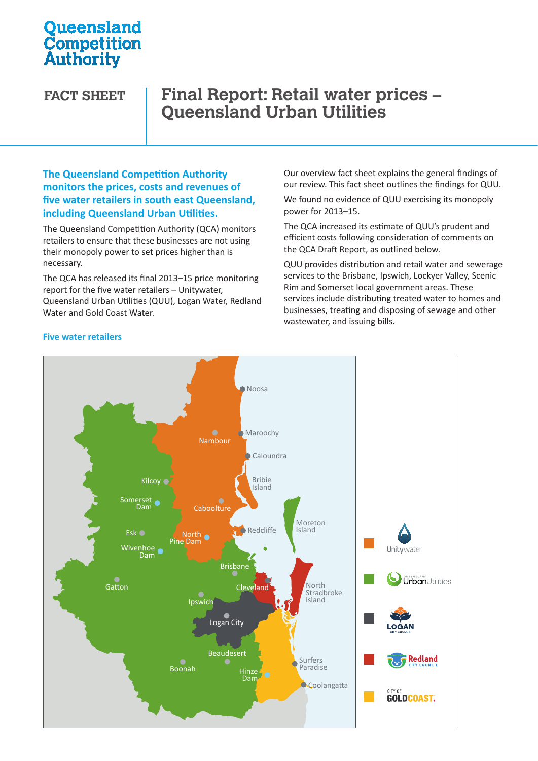Queensland Competition Authority

# FACT SHEET

# Final Report: Retail water prices – Queensland Urban Utilities

**The Queensland Competition Authority monitors the prices, costs and revenues of five water retailers in south east Queensland, including Queensland Urban Utilities.**

The Queensland Competition Authority (QCA) monitors retailers to ensure that these businesses are not using their monopoly power to set prices higher than is necessary.

The QCA has released its final 2013–15 price monitoring report for the five water retailers – Unitywater, Queensland Urban Utilities (QUU), Logan Water, Redland Water and Gold Coast Water.

Our overview fact sheet explains the general findings of our review. This fact sheet outlines the findings for QUU.

We found no evidence of QUU exercising its monopoly power for 2013–15.

The QCA increased its estimate of QUU's prudent and efficient costs following consideration of comments on the QCA Draft Report, as outlined below.

QUU provides distribution and retail water and sewerage services to the Brisbane, Ipswich, Lockyer Valley, Scenic Rim and Somerset local government areas. These services include distributing treated water to homes and businesses, treating and disposing of sewage and other wastewater, and issuing bills.

### Five water retailers

Noosa, Maroochy, Nambour, Caloundra, Bribie Island, Kilcoy, Somerset Dam, Caboolture, Moreton Island, Esk, North Pine Dam, Redcliffe, Wivenhoe Dam, Brisbane, Gatton, Cleveland, North Stradbroke Island, Ipswich, Logan City, Beaudesert, Surfers Paradise, Boonah, Hinze Dam, Coolangatta

Legend: Unitywater; Queensland Urban Utilities; Logan City Council; Redland City Council; City of Gold Coast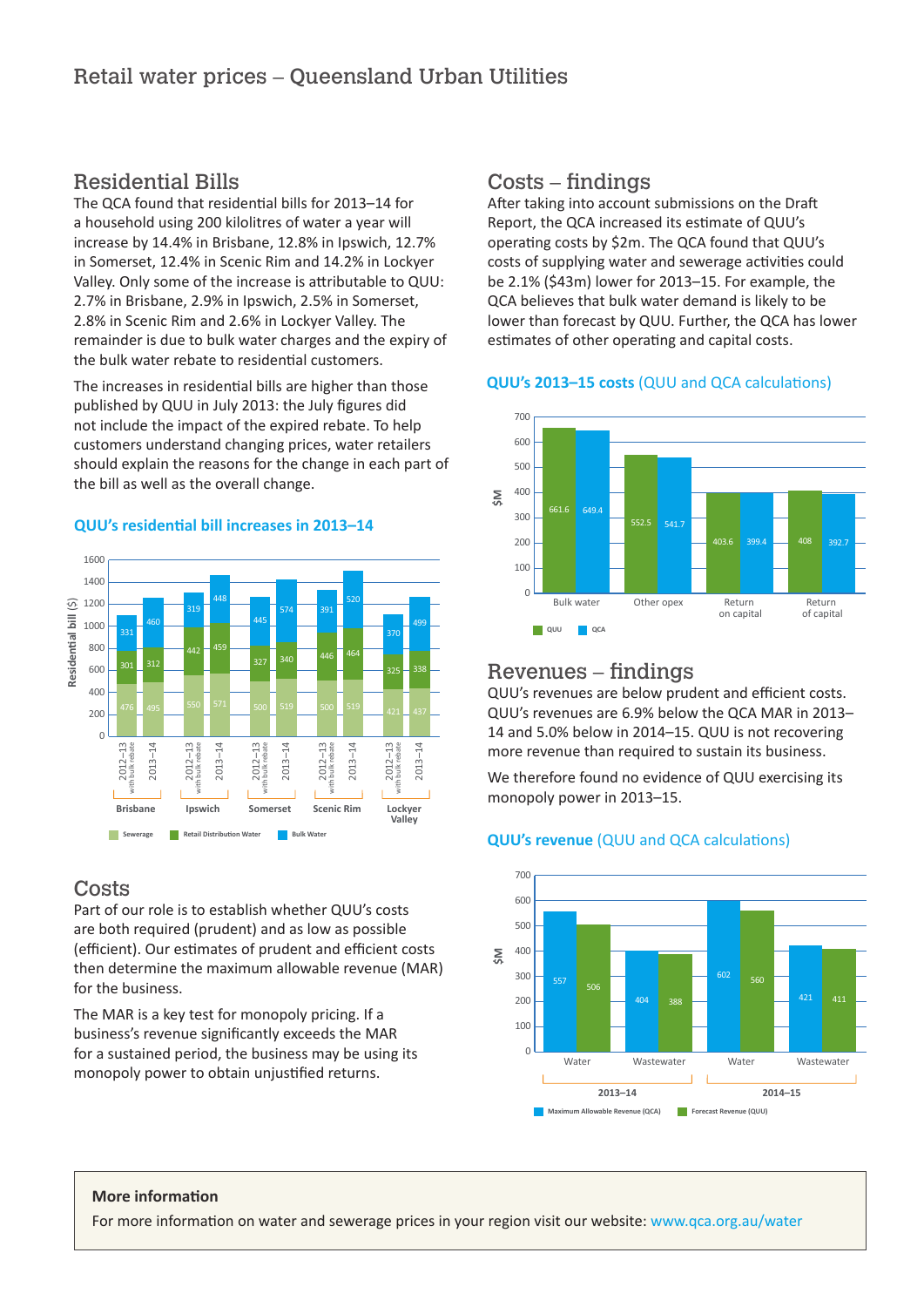# Retail water prices – Queensland Urban Utilities

## Residential Bills

The QCA found that residential bills for 2013–14 for a household using 200 kilolitres of water a year will increase by 14.4% in Brisbane, 12.8% in Ipswich, 12.7% in Somerset, 12.4% in Scenic Rim and 14.2% in Lockyer Valley. Only some of the increase is attributable to QUU: 2.7% in Brisbane, 2.9% in Ipswich, 2.5% in Somerset, 2.8% in Scenic Rim and 2.6% in Lockyer Valley. The remainder is due to bulk water charges and the expiry of the bulk water rebate to residential customers.

The increases in residential bills are higher than those published by QUU in July 2013: the July figures did not include the impact of the expired rebate. To help customers understand changing prices, water retailers should explain the reasons for the change in each part of the bill as well as the overall change.

### QUU's residential bill increases in 2013–14

Residential bill ($)
1600
1400
1200
1000
800
600
400
200
0

Brisbane: 2012–13 with bulk rebate: 476, 301, 331; 2013–14: 495, 312, 460
Ipswich: 2012–13 with bulk rebate: 550, 442, 319; 2013–14: 571, 459, 448
Somerset: 2012–13 with bulk rebate: 500, 327, 445; 2013–14: 519, 340, 574
Scenic Rim: 2012–13 with bulk rebate: 500, 446, 391; 2013–14: 519, 464, 520
Lockyer Valley: 2012–13 with bulk rebate: 421, 325, 370; 2013–14: 437, 338, 499

Sewerage | Retail Distribution Water | Bulk Water

## Costs

Part of our role is to establish whether QUU's costs are both required (prudent) and as low as possible (efficient). Our estimates of prudent and efficient costs then determine the maximum allowable revenue (MAR) for the business.

The MAR is a key test for monopoly pricing. If a business's revenue significantly exceeds the MAR for a sustained period, the business may be using its monopoly power to obtain unjustified returns.

## Costs – findings

After taking into account submissions on the Draft Report, the QCA increased its estimate of QUU's operating costs by $2m. The QCA found that QUU's costs of supplying water and sewerage activities could be 2.1% ($43m) lower for 2013–15. For example, the QCA believes that bulk water demand is likely to be lower than forecast by QUU. Further, the QCA has lower estimates of other operating and capital costs.

### QUU's 2013–15 costs (QUU and QCA calculations)

$M
700
600
500
400
300
200
100
0

Bulk water: 661.6, 649.4
Other opex: 552.5, 541.7
Return on capital: 403.6, 399.4
Return of capital: 408, 392.7

QUU | QCA

## Revenues – findings

QUU's revenues are below prudent and efficient costs. QUU's revenues are 6.9% below the QCA MAR in 2013–14 and 5.0% below in 2014–15. QUU is not recovering more revenue than required to sustain its business.

We therefore found no evidence of QUU exercising its monopoly power in 2013–15.

### QUU's revenue (QUU and QCA calculations)

$M
700
600
500
400
300
200
100
0

2013–14: Water: 557, 506; Wastewater: 404, 388
2014–15: Water: 602, 560; Wastewater: 421, 411

Maximum Allowable Revenue (QCA) | Forecast Revenue (QUU)

**More information**

For more information on water and sewerage prices in your region visit our website: www.qca.org.au/water